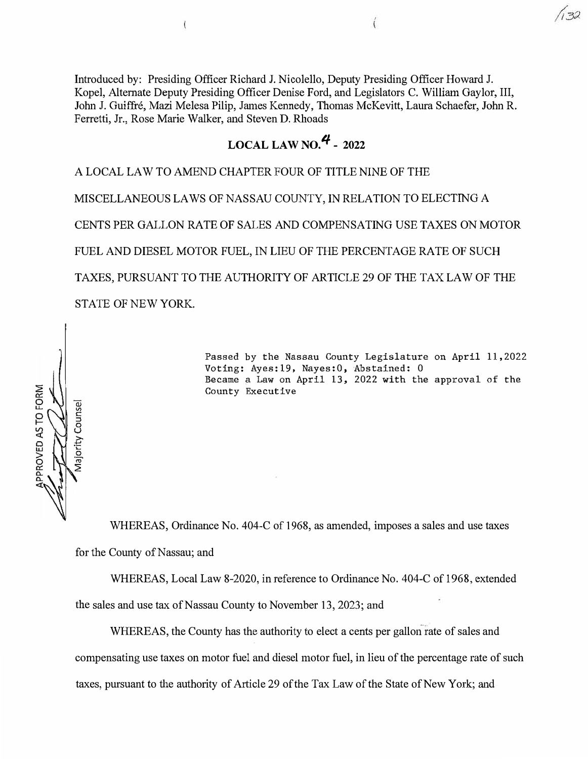Introduced by: Presiding Officer Richard J. Nicolello, Deputy Presiding Officer Howard J. Kopel, Alternate Deputy Presiding Officer Denise Ford, and Legislators C. William Gaylor, III, John J. Guiffré, Mazi Melesa Pilip, James Kennedy, Thomas McKevitt, Laura Schaefer, John R. Ferretti, Jr., Rose Marie Walker, and Steven D. Rhoads

# LOCAL LAW NO. 4 - 2022

A LOCAL LAW TO AMEND CHAPTER FOUR OF TITLE NINE OF THE MISCELLANEOUS LAWS OF NASSAU COUNTY, IN RELATION TO ELECTING A CENTS PER GALLON RATE OF SALES AND COMPENSATING USE TAXES ON MOTOR FUEL AND DIESEL MOTOR FUEL, IN LIEU OF THE PERCENTAGE RATE OF SUCH TAXES, PURSUANT TO THE AUTHORITY OF ARTICLE 29 OF THE TAX LAW OF THE STATE OF NEW YORK.

APPROVED AS TO FORM
Majority Counsel

Passed by the Nassau County Legislature on April 11,2022
Voting: Ayes:19, Nayes:0, Abstained: 0
Became a Law on April 13, 2022 with the approval of the County Executive

WHEREAS, Ordinance No. 404-C of 1968, as amended, imposes a sales and use taxes for the County of Nassau; and

WHEREAS, Local Law 8-2020, in reference to Ordinance No. 404-C of 1968, extended the sales and use tax of Nassau County to November 13, 2023; and

WHEREAS, the County has the authority to elect a cents per gallon rate of sales and compensating use taxes on motor fuel and diesel motor fuel, in lieu of the percentage rate of such taxes, pursuant to the authority of Article 29 of the Tax Law of the State of New York; and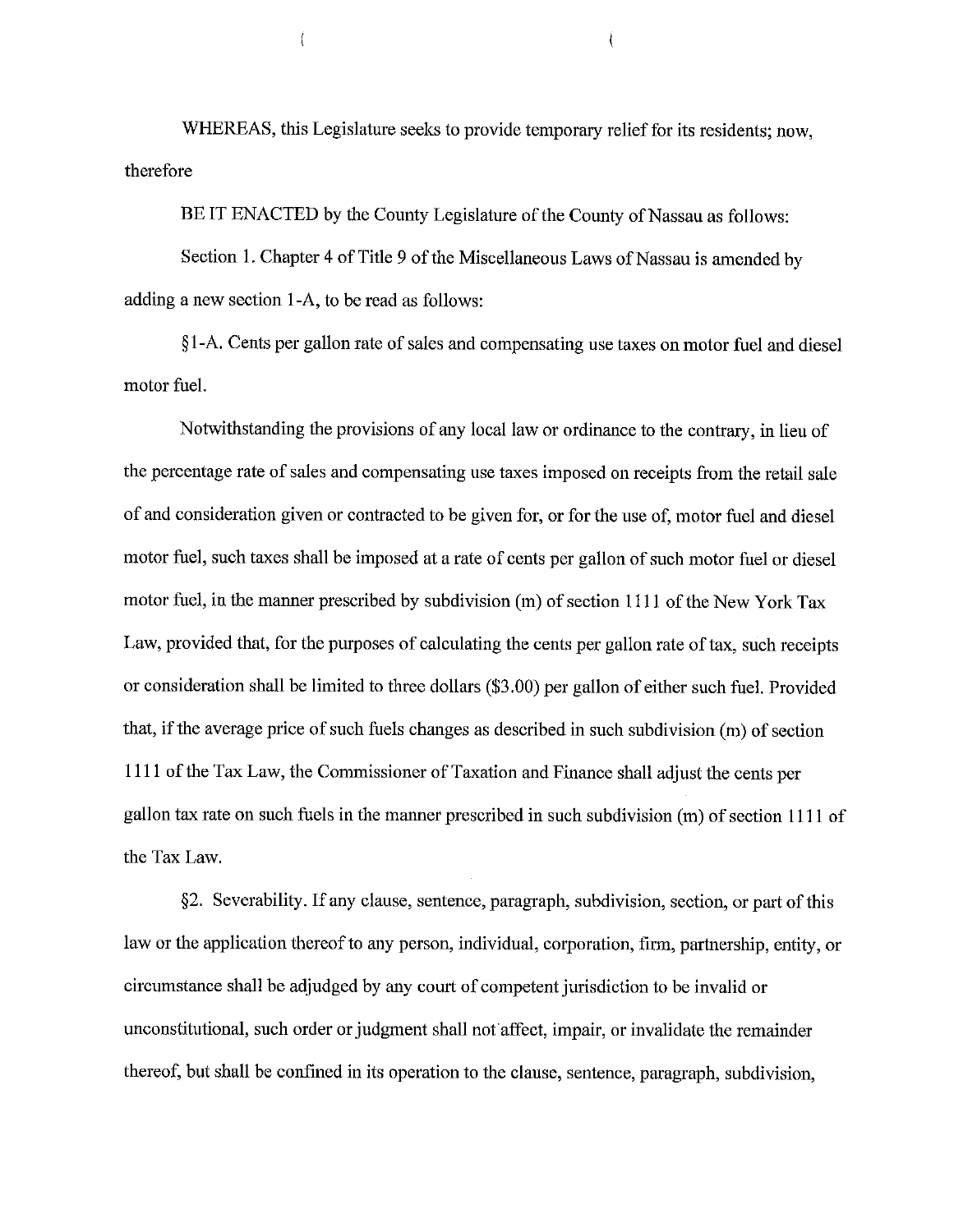WHEREAS, this Legislature seeks to provide temporary relief for its residents; now, therefore

BE IT ENACTED by the County Legislature of the County of Nassau as follows:

Section 1. Chapter 4 of Title 9 of the Miscellaneous Laws of Nassau is amended by adding a new section 1-A, to be read as follows:

§1-A. Cents per gallon rate of sales and compensating use taxes on motor fuel and diesel motor fuel.

Notwithstanding the provisions of any local law or ordinance to the contrary, in lieu of the percentage rate of sales and compensating use taxes imposed on receipts from the retail sale of and consideration given or contracted to be given for, or for the use of, motor fuel and diesel motor fuel, such taxes shall be imposed at a rate of cents per gallon of such motor fuel or diesel motor fuel, in the manner prescribed by subdivision (m) of section 1111 of the New York Tax Law, provided that, for the purposes of calculating the cents per gallon rate of tax, such receipts or consideration shall be limited to three dollars ($3.00) per gallon of either such fuel. Provided that, if the average price of such fuels changes as described in such subdivision (m) of section 1111 of the Tax Law, the Commissioner of Taxation and Finance shall adjust the cents per gallon tax rate on such fuels in the manner prescribed in such subdivision (m) of section 1111 of the Tax Law.

§2. Severability. If any clause, sentence, paragraph, subdivision, section, or part of this law or the application thereof to any person, individual, corporation, firm, partnership, entity, or circumstance shall be adjudged by any court of competent jurisdiction to be invalid or unconstitutional, such order or judgment shall not affect, impair, or invalidate the remainder thereof, but shall be confined in its operation to the clause, sentence, paragraph, subdivision,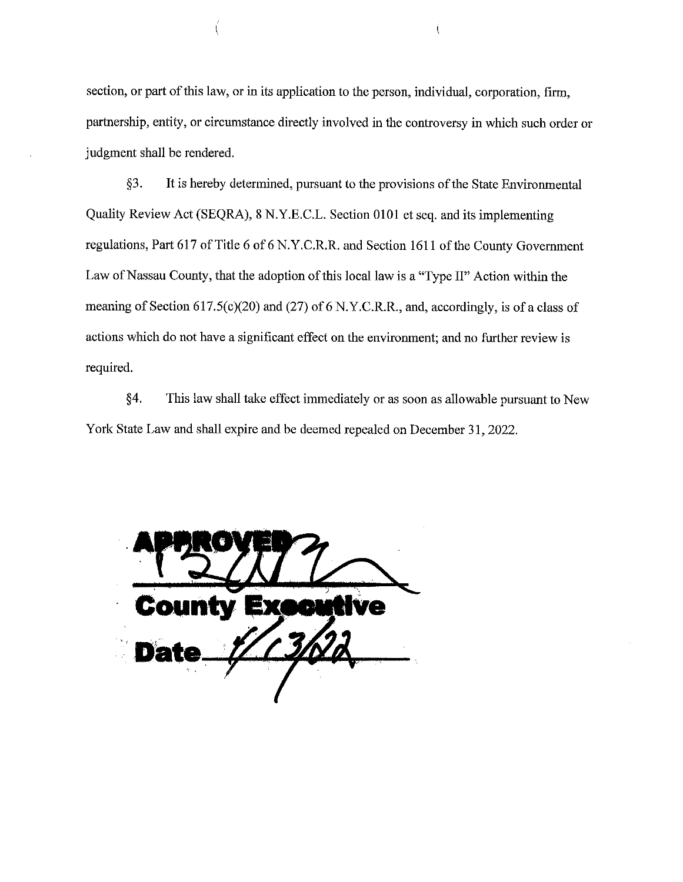section, or part of this law, or in its application to the person, individual, corporation, firm, partnership, entity, or circumstance directly involved in the controversy in which such order or judgment shall be rendered.

§3. It is hereby determined, pursuant to the provisions of the State Environmental Quality Review Act (SEQRA), 8 N.Y.E.C.L. Section 0101 et seq. and its implementing regulations, Part 617 of Title 6 of 6 N.Y.C.R.R. and Section 1611 of the County Government Law of Nassau County, that the adoption of this local law is a "Type II" Action within the meaning of Section 617.5(c)(20) and (27) of 6 N.Y.C.R.R., and, accordingly, is of a class of actions which do not have a significant effect on the environment; and no further review is required.

§4. This law shall take effect immediately or as soon as allowable pursuant to New York State Law and shall expire and be deemed repealed on December 31, 2022.

**APPROVED**

**County Executive**

**Date** 1/13/22